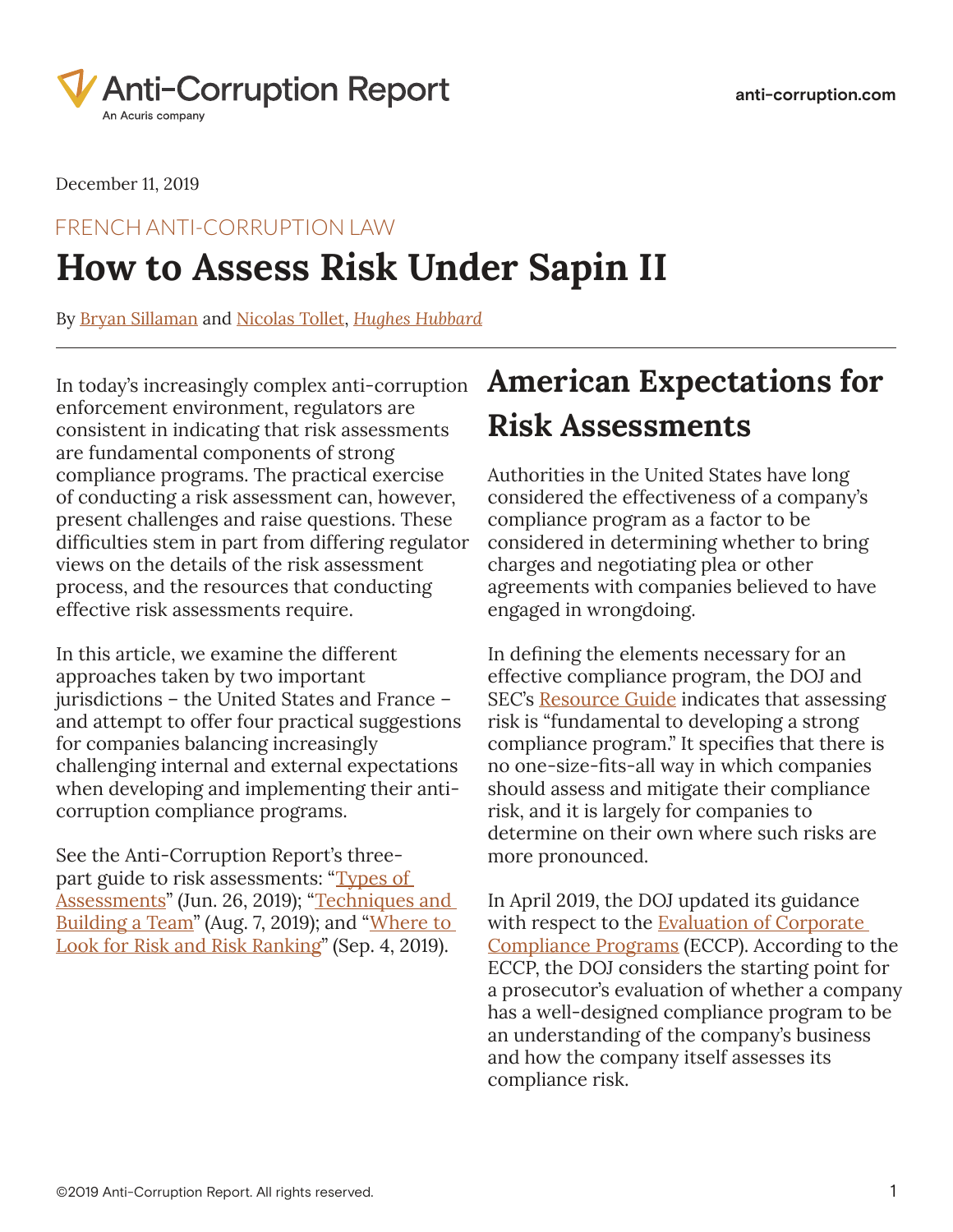December 11, 2019

FRENCH ANTI-CORRUPTION LAW

# How to Assess Risk Under Sapin II

By Bryan Sillaman and Nicolas Tollet, *Hughes Hubbard*

In today's increasingly complex anti-corruption enforcement environment, regulators are consistent in indicating that risk assessments are fundamental components of strong compliance programs. The practical exercise of conducting a risk assessment can, however, present challenges and raise questions. These difficulties stem in part from differing regulator views on the details of the risk assessment process, and the resources that conducting effective risk assessments require.

In this article, we examine the different approaches taken by two important jurisdictions – the United States and France – and attempt to offer four practical suggestions for companies balancing increasingly challenging internal and external expectations when developing and implementing their anti-corruption compliance programs.

See the Anti-Corruption Report's three-part guide to risk assessments: "Types of Assessments" (Jun. 26, 2019); "Techniques and Building a Team" (Aug. 7, 2019); and "Where to Look for Risk and Risk Ranking" (Sep. 4, 2019).

## American Expectations for Risk Assessments

Authorities in the United States have long considered the effectiveness of a company's compliance program as a factor to be considered in determining whether to bring charges and negotiating plea or other agreements with companies believed to have engaged in wrongdoing.

In defining the elements necessary for an effective compliance program, the DOJ and SEC's Resource Guide indicates that assessing risk is "fundamental to developing a strong compliance program." It specifies that there is no one-size-fits-all way in which companies should assess and mitigate their compliance risk, and it is largely for companies to determine on their own where such risks are more pronounced.

In April 2019, the DOJ updated its guidance with respect to the Evaluation of Corporate Compliance Programs (ECCP). According to the ECCP, the DOJ considers the starting point for a prosecutor's evaluation of whether a company has a well-designed compliance program to be an understanding of the company's business and how the company itself assesses its compliance risk.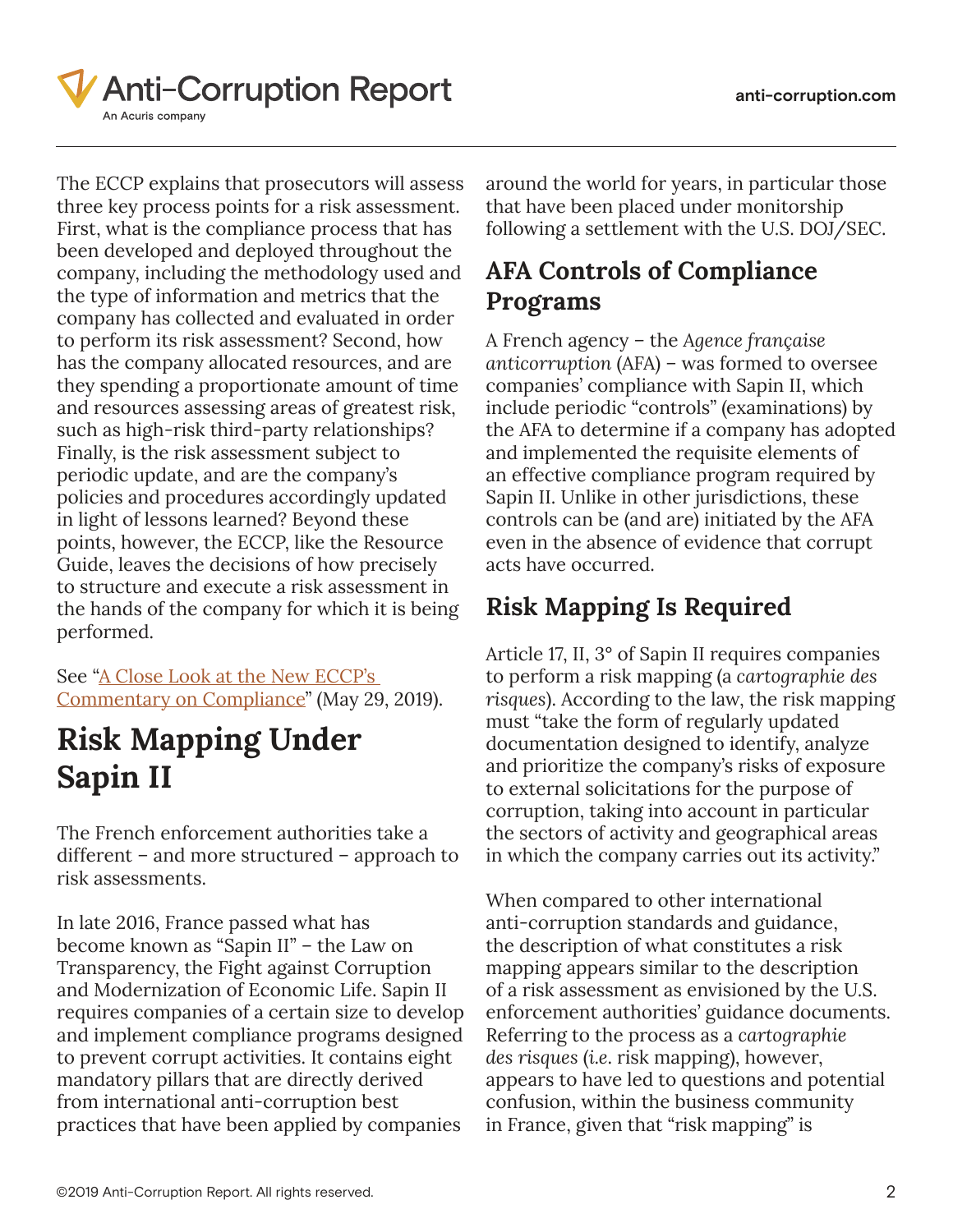The ECCP explains that prosecutors will assess three key process points for a risk assessment. First, what is the compliance process that has been developed and deployed throughout the company, including the methodology used and the type of information and metrics that the company has collected and evaluated in order to perform its risk assessment? Second, how has the company allocated resources, and are they spending a proportionate amount of time and resources assessing areas of greatest risk, such as high-risk third-party relationships? Finally, is the risk assessment subject to periodic update, and are the company's policies and procedures accordingly updated in light of lessons learned? Beyond these points, however, the ECCP, like the Resource Guide, leaves the decisions of how precisely to structure and execute a risk assessment in the hands of the company for which it is being performed.

See "A Close Look at the New ECCP's Commentary on Compliance" (May 29, 2019).

# Risk Mapping Under Sapin II

The French enforcement authorities take a different – and more structured – approach to risk assessments.

In late 2016, France passed what has become known as "Sapin II" – the Law on Transparency, the Fight against Corruption and Modernization of Economic Life. Sapin II requires companies of a certain size to develop and implement compliance programs designed to prevent corrupt activities. It contains eight mandatory pillars that are directly derived from international anti-corruption best practices that have been applied by companies around the world for years, in particular those that have been placed under monitorship following a settlement with the U.S. DOJ/SEC.

## AFA Controls of Compliance Programs

A French agency – the *Agence française anticorruption* (AFA) – was formed to oversee companies' compliance with Sapin II, which include periodic "controls" (examinations) by the AFA to determine if a company has adopted and implemented the requisite elements of an effective compliance program required by Sapin II. Unlike in other jurisdictions, these controls can be (and are) initiated by the AFA even in the absence of evidence that corrupt acts have occurred.

## Risk Mapping Is Required

Article 17, II, 3° of Sapin II requires companies to perform a risk mapping (a *cartographie des risques*). According to the law, the risk mapping must "take the form of regularly updated documentation designed to identify, analyze and prioritize the company's risks of exposure to external solicitations for the purpose of corruption, taking into account in particular the sectors of activity and geographical areas in which the company carries out its activity."

When compared to other international anti-corruption standards and guidance, the description of what constitutes a risk mapping appears similar to the description of a risk assessment as envisioned by the U.S. enforcement authorities' guidance documents. Referring to the process as a *cartographie des risques* (*i.e.* risk mapping), however, appears to have led to questions and potential confusion, within the business community in France, given that "risk mapping" is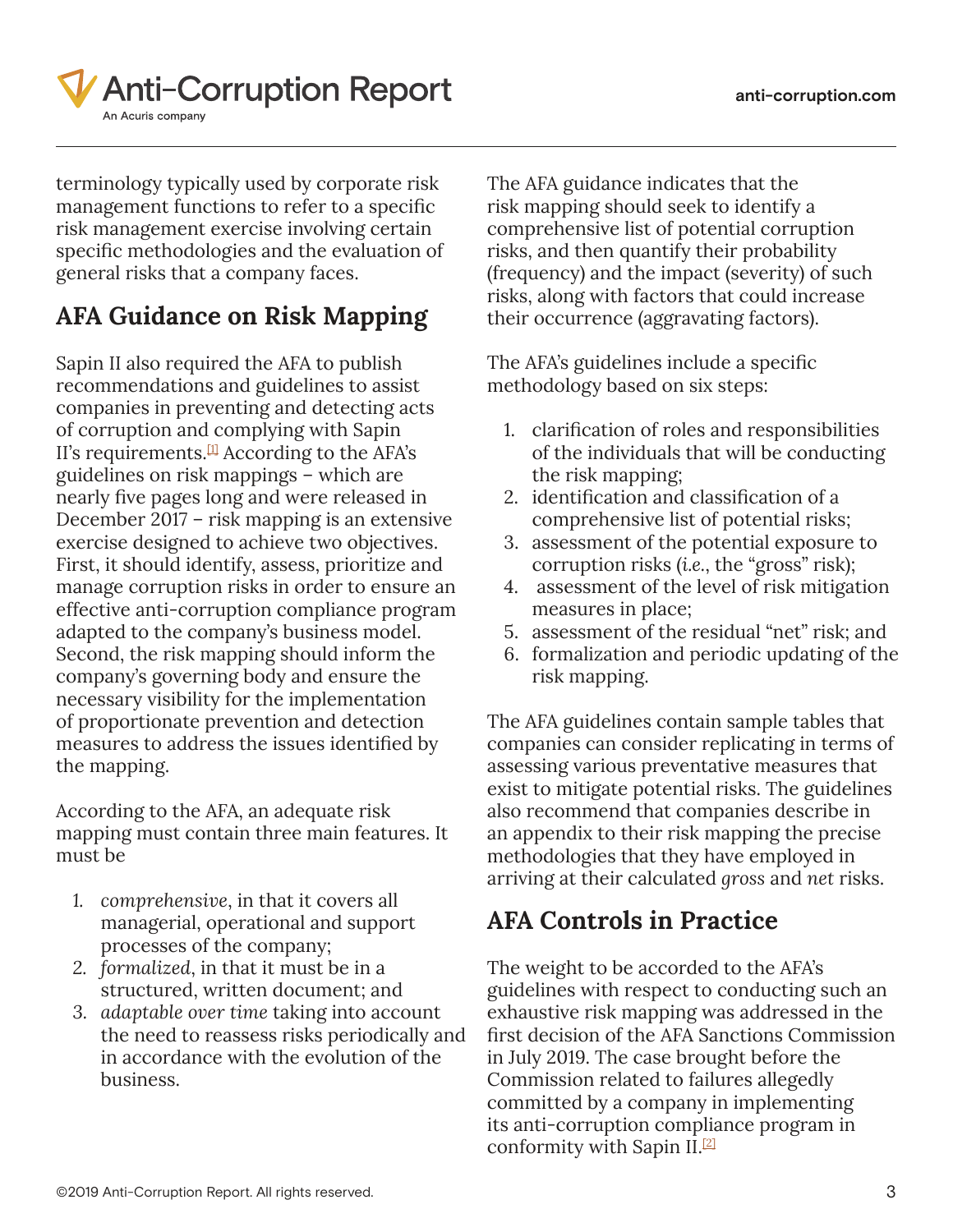terminology typically used by corporate risk management functions to refer to a specific risk management exercise involving certain specific methodologies and the evaluation of general risks that a company faces.

## AFA Guidance on Risk Mapping

Sapin II also required the AFA to publish recommendations and guidelines to assist companies in preventing and detecting acts of corruption and complying with Sapin II's requirements.[1] According to the AFA's guidelines on risk mappings – which are nearly five pages long and were released in December 2017 – risk mapping is an extensive exercise designed to achieve two objectives. First, it should identify, assess, prioritize and manage corruption risks in order to ensure an effective anti-corruption compliance program adapted to the company's business model. Second, the risk mapping should inform the company's governing body and ensure the necessary visibility for the implementation of proportionate prevention and detection measures to address the issues identified by the mapping.

According to the AFA, an adequate risk mapping must contain three main features. It must be

1. *comprehensive*, in that it covers all managerial, operational and support processes of the company;
2. *formalized*, in that it must be in a structured, written document; and
3. *adaptable over time* taking into account the need to reassess risks periodically and in accordance with the evolution of the business.

The AFA guidance indicates that the risk mapping should seek to identify a comprehensive list of potential corruption risks, and then quantify their probability (frequency) and the impact (severity) of such risks, along with factors that could increase their occurrence (aggravating factors).

The AFA's guidelines include a specific methodology based on six steps:

1. clarification of roles and responsibilities of the individuals that will be conducting the risk mapping;
2. identification and classification of a comprehensive list of potential risks;
3. assessment of the potential exposure to corruption risks (*i.e.*, the "gross" risk);
4. assessment of the level of risk mitigation measures in place;
5. assessment of the residual "net" risk; and
6. formalization and periodic updating of the risk mapping.

The AFA guidelines contain sample tables that companies can consider replicating in terms of assessing various preventative measures that exist to mitigate potential risks. The guidelines also recommend that companies describe in an appendix to their risk mapping the precise methodologies that they have employed in arriving at their calculated *gross* and *net* risks.

## AFA Controls in Practice

The weight to be accorded to the AFA's guidelines with respect to conducting such an exhaustive risk mapping was addressed in the first decision of the AFA Sanctions Commission in July 2019. The case brought before the Commission related to failures allegedly committed by a company in implementing its anti-corruption compliance program in conformity with Sapin II.[2]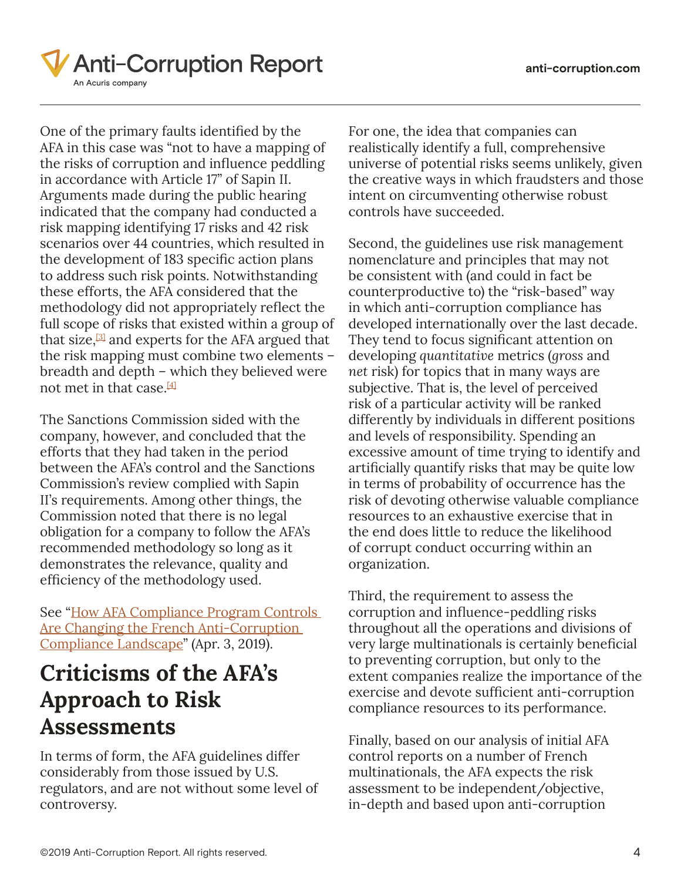One of the primary faults identified by the AFA in this case was "not to have a mapping of the risks of corruption and influence peddling in accordance with Article 17" of Sapin II. Arguments made during the public hearing indicated that the company had conducted a risk mapping identifying 17 risks and 42 risk scenarios over 44 countries, which resulted in the development of 183 specific action plans to address such risk points. Notwithstanding these efforts, the AFA considered that the methodology did not appropriately reflect the full scope of risks that existed within a group of that size,[3] and experts for the AFA argued that the risk mapping must combine two elements – breadth and depth – which they believed were not met in that case.[4]

The Sanctions Commission sided with the company, however, and concluded that the efforts that they had taken in the period between the AFA's control and the Sanctions Commission's review complied with Sapin II's requirements. Among other things, the Commission noted that there is no legal obligation for a company to follow the AFA's recommended methodology so long as it demonstrates the relevance, quality and efficiency of the methodology used.

See "How AFA Compliance Program Controls Are Changing the French Anti-Corruption Compliance Landscape" (Apr. 3, 2019).

## Criticisms of the AFA's Approach to Risk Assessments

In terms of form, the AFA guidelines differ considerably from those issued by U.S. regulators, and are not without some level of controversy.

For one, the idea that companies can realistically identify a full, comprehensive universe of potential risks seems unlikely, given the creative ways in which fraudsters and those intent on circumventing otherwise robust controls have succeeded.

Second, the guidelines use risk management nomenclature and principles that may not be consistent with (and could in fact be counterproductive to) the "risk-based" way in which anti-corruption compliance has developed internationally over the last decade. They tend to focus significant attention on developing *quantitative* metrics (*gross* and *net* risk) for topics that in many ways are subjective. That is, the level of perceived risk of a particular activity will be ranked differently by individuals in different positions and levels of responsibility. Spending an excessive amount of time trying to identify and artificially quantify risks that may be quite low in terms of probability of occurrence has the risk of devoting otherwise valuable compliance resources to an exhaustive exercise that in the end does little to reduce the likelihood of corrupt conduct occurring within an organization.

Third, the requirement to assess the corruption and influence-peddling risks throughout all the operations and divisions of very large multinationals is certainly beneficial to preventing corruption, but only to the extent companies realize the importance of the exercise and devote sufficient anti-corruption compliance resources to its performance.

Finally, based on our analysis of initial AFA control reports on a number of French multinationals, the AFA expects the risk assessment to be independent/objective, in-depth and based upon anti-corruption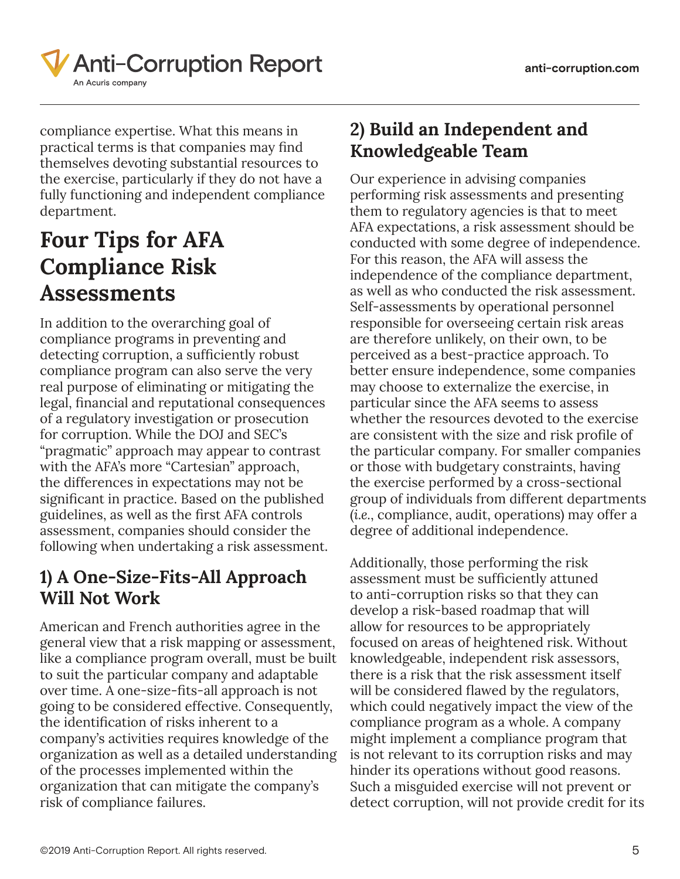compliance expertise. What this means in practical terms is that companies may find themselves devoting substantial resources to the exercise, particularly if they do not have a fully functioning and independent compliance department.

## Four Tips for AFA Compliance Risk Assessments

In addition to the overarching goal of compliance programs in preventing and detecting corruption, a sufficiently robust compliance program can also serve the very real purpose of eliminating or mitigating the legal, financial and reputational consequences of a regulatory investigation or prosecution for corruption. While the DOJ and SEC's "pragmatic" approach may appear to contrast with the AFA's more "Cartesian" approach, the differences in expectations may not be significant in practice. Based on the published guidelines, as well as the first AFA controls assessment, companies should consider the following when undertaking a risk assessment.

### 1) A One-Size-Fits-All Approach Will Not Work

American and French authorities agree in the general view that a risk mapping or assessment, like a compliance program overall, must be built to suit the particular company and adaptable over time. A one-size-fits-all approach is not going to be considered effective. Consequently, the identification of risks inherent to a company's activities requires knowledge of the organization as well as a detailed understanding of the processes implemented within the organization that can mitigate the company's risk of compliance failures.

### 2) Build an Independent and Knowledgeable Team

Our experience in advising companies performing risk assessments and presenting them to regulatory agencies is that to meet AFA expectations, a risk assessment should be conducted with some degree of independence. For this reason, the AFA will assess the independence of the compliance department, as well as who conducted the risk assessment. Self-assessments by operational personnel responsible for overseeing certain risk areas are therefore unlikely, on their own, to be perceived as a best-practice approach. To better ensure independence, some companies may choose to externalize the exercise, in particular since the AFA seems to assess whether the resources devoted to the exercise are consistent with the size and risk profile of the particular company. For smaller companies or those with budgetary constraints, having the exercise performed by a cross-sectional group of individuals from different departments (*i.e.*, compliance, audit, operations) may offer a degree of additional independence.

Additionally, those performing the risk assessment must be sufficiently attuned to anti-corruption risks so that they can develop a risk-based roadmap that will allow for resources to be appropriately focused on areas of heightened risk. Without knowledgeable, independent risk assessors, there is a risk that the risk assessment itself will be considered flawed by the regulators, which could negatively impact the view of the compliance program as a whole. A company might implement a compliance program that is not relevant to its corruption risks and may hinder its operations without good reasons. Such a misguided exercise will not prevent or detect corruption, will not provide credit for its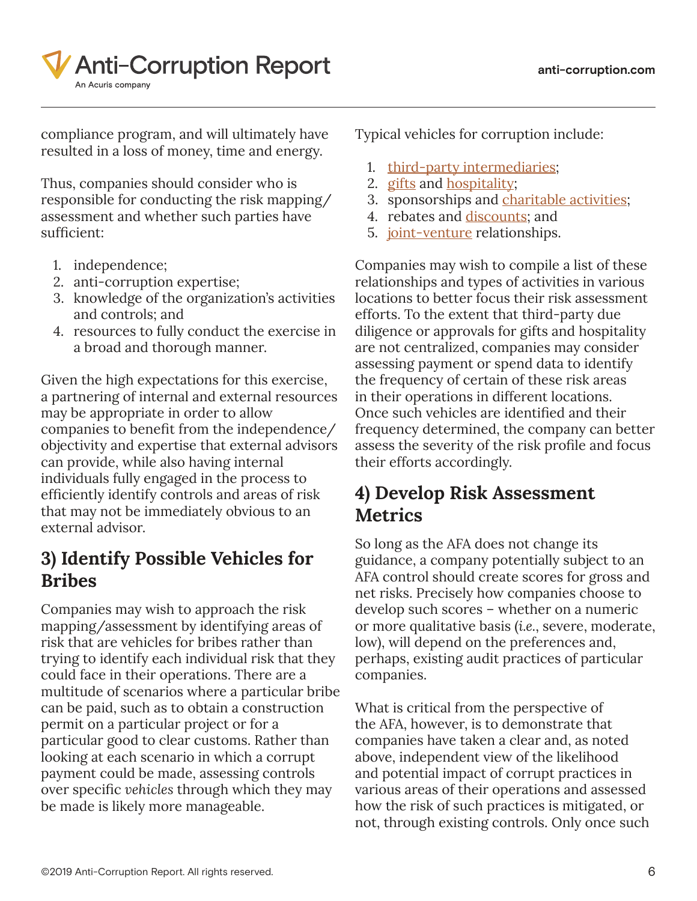compliance program, and will ultimately have resulted in a loss of money, time and energy.

Thus, companies should consider who is responsible for conducting the risk mapping/assessment and whether such parties have sufficient:

1. independence;
2. anti-corruption expertise;
3. knowledge of the organization's activities and controls; and
4. resources to fully conduct the exercise in a broad and thorough manner.

Given the high expectations for this exercise, a partnering of internal and external resources may be appropriate in order to allow companies to benefit from the independence/objectivity and expertise that external advisors can provide, while also having internal individuals fully engaged in the process to efficiently identify controls and areas of risk that may not be immediately obvious to an external advisor.

## 3) Identify Possible Vehicles for Bribes

Companies may wish to approach the risk mapping/assessment by identifying areas of risk that are vehicles for bribes rather than trying to identify each individual risk that they could face in their operations. There are a multitude of scenarios where a particular bribe can be paid, such as to obtain a construction permit on a particular project or for a particular good to clear customs. Rather than looking at each scenario in which a corrupt payment could be made, assessing controls over specific *vehicles* through which they may be made is likely more manageable.

Typical vehicles for corruption include:

1. third-party intermediaries;
2. gifts and hospitality;
3. sponsorships and charitable activities;
4. rebates and discounts; and
5. joint-venture relationships.

Companies may wish to compile a list of these relationships and types of activities in various locations to better focus their risk assessment efforts. To the extent that third-party due diligence or approvals for gifts and hospitality are not centralized, companies may consider assessing payment or spend data to identify the frequency of certain of these risk areas in their operations in different locations. Once such vehicles are identified and their frequency determined, the company can better assess the severity of the risk profile and focus their efforts accordingly.

## 4) Develop Risk Assessment Metrics

So long as the AFA does not change its guidance, a company potentially subject to an AFA control should create scores for gross and net risks. Precisely how companies choose to develop such scores – whether on a numeric or more qualitative basis (*i.e.*, severe, moderate, low), will depend on the preferences and, perhaps, existing audit practices of particular companies.

What is critical from the perspective of the AFA, however, is to demonstrate that companies have taken a clear and, as noted above, independent view of the likelihood and potential impact of corrupt practices in various areas of their operations and assessed how the risk of such practices is mitigated, or not, through existing controls. Only once such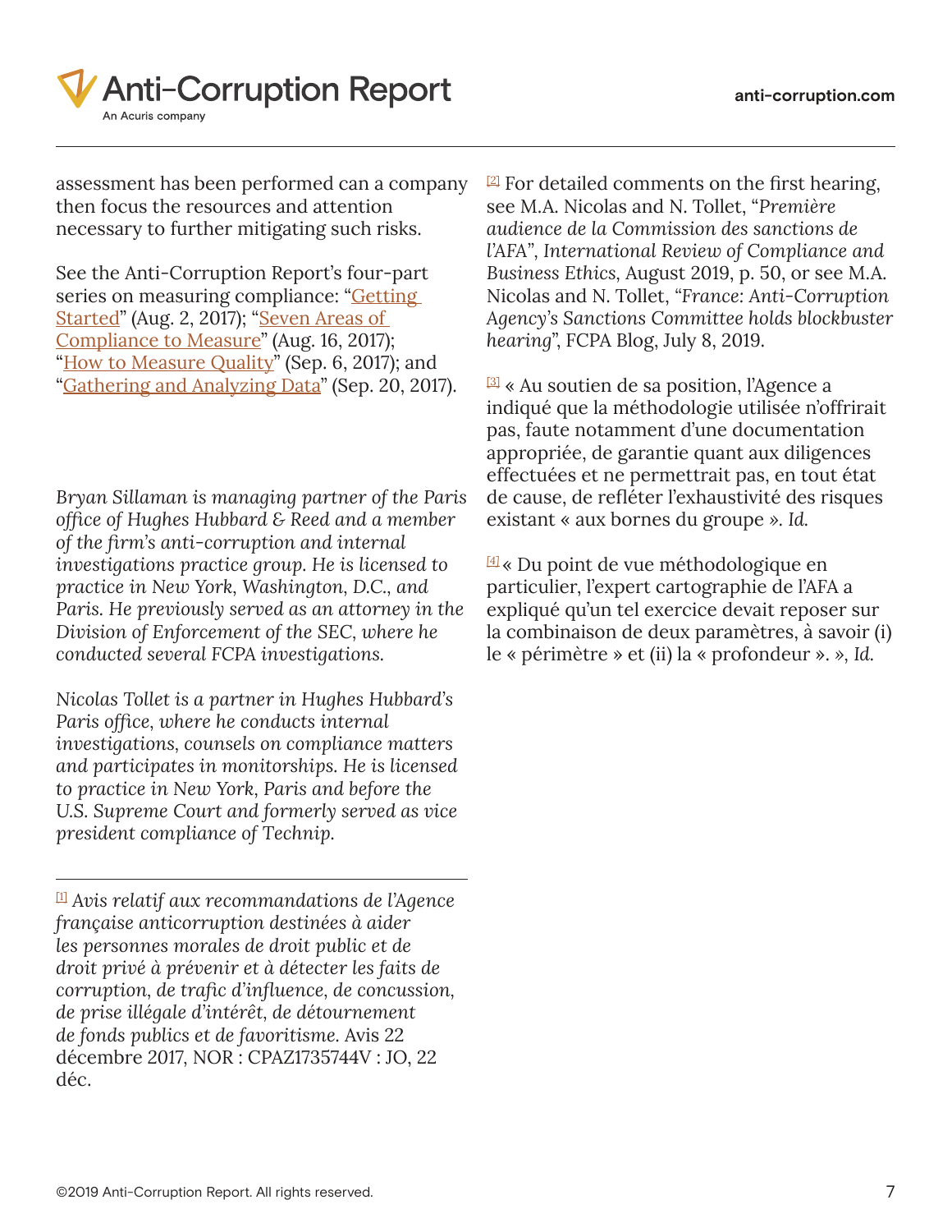assessment has been performed can a company then focus the resources and attention necessary to further mitigating such risks.

See the Anti-Corruption Report's four-part series on measuring compliance: "Getting Started" (Aug. 2, 2017); "Seven Areas of Compliance to Measure" (Aug. 16, 2017); "How to Measure Quality" (Sep. 6, 2017); and "Gathering and Analyzing Data" (Sep. 20, 2017).

*Bryan Sillaman is managing partner of the Paris office of Hughes Hubbard & Reed and a member of the firm's anti-corruption and internal investigations practice group. He is licensed to practice in New York, Washington, D.C., and Paris. He previously served as an attorney in the Division of Enforcement of the SEC, where he conducted several FCPA investigations.*

*Nicolas Tollet is a partner in Hughes Hubbard's Paris office, where he conducts internal investigations, counsels on compliance matters and participates in monitorships. He is licensed to practice in New York, Paris and before the U.S. Supreme Court and formerly served as vice president compliance of Technip.*

---

[1] *Avis relatif aux recommandations de l'Agence française anticorruption destinées à aider les personnes morales de droit public et de droit privé à prévenir et à détecter les faits de corruption, de trafic d'influence, de concussion, de prise illégale d'intérêt, de détournement de fonds publics et de favoritisme.* Avis 22 décembre 2017, NOR : CPAZ1735744V : JO, 22 déc.

[2] For detailed comments on the first hearing, see M.A. Nicolas and N. Tollet, "*Première audience de la Commission des sanctions de l'AFA*", *International Review of Compliance and Business Ethics*, August 2019, p. 50, or see M.A. Nicolas and N. Tollet, "*France: Anti-Corruption Agency's Sanctions Committee holds blockbuster hearing*", FCPA Blog, July 8, 2019.

[3] « Au soutien de sa position, l'Agence a indiqué que la méthodologie utilisée n'offrirait pas, faute notamment d'une documentation appropriée, de garantie quant aux diligences effectuées et ne permettrait pas, en tout état de cause, de refléter l'exhaustivité des risques existant « aux bornes du groupe ». *Id.*

[4] « Du point de vue méthodologique en particulier, l'expert cartographie de l'AFA a expliqué qu'un tel exercice devait reposer sur la combinaison de deux paramètres, à savoir (i) le « périmètre » et (ii) la « profondeur ». », *Id.*